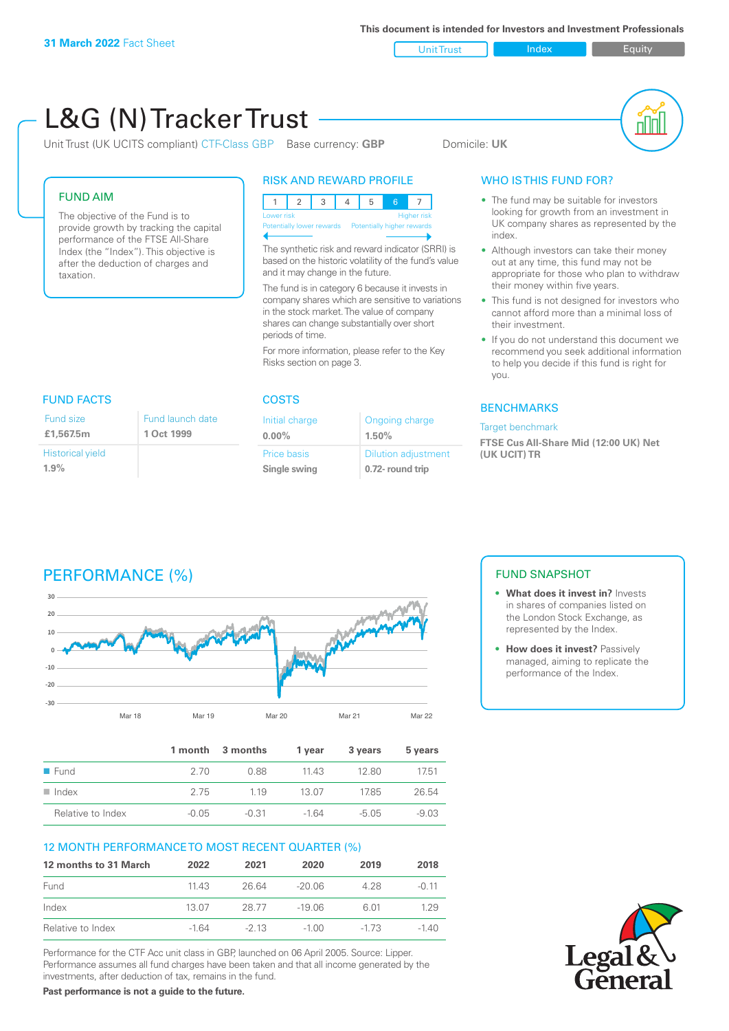**31 March 2022** Fact Sheet

This document is intended for Investors and Investment Professionals

Unit Trust | Index | Equity

# L&G (N) Tracker Trust

Unit Trust (UK UCITS compliant) CTF-Class GBP   Base currency: **GBP**   Domicile: **UK**

## FUND AIM

The objective of the Fund is to provide growth by tracking the capital performance of the FTSE All-Share Index (the "Index"). This objective is after the deduction of charges and taxation.

## RISK AND REWARD PROFILE

| 1 | 2 | 3 | 4 | 5 | 6 | 7 |
|---|---|---|---|---|---|---|

Lower risk — Higher risk
Potentially lower rewards — Potentially higher rewards

The synthetic risk and reward indicator (SRRI) is based on the historic volatility of the fund's value and it may change in the future.

The fund is in category 6 because it invests in company shares which are sensitive to variations in the stock market. The value of company shares can change substantially over short periods of time.

For more information, please refer to the Key Risks section on page 3.

## WHO IS THIS FUND FOR?

- The fund may be suitable for investors looking for growth from an investment in UK company shares as represented by the index.
- Although investors can take their money out at any time, this fund may not be appropriate for those who plan to withdraw their money within five years.
- This fund is not designed for investors who cannot afford more than a minimal loss of their investment.
- If you do not understand this document we recommend you seek additional information to help you decide if this fund is right for you.

## FUND FACTS

| Fund size | Fund launch date |
|---|---|
| **£1,567.5m** | **1 Oct 1999** |
| Historical yield | |
| **1.9%** | |

## COSTS

| Initial charge | Ongoing charge |
|---|---|
| **0.00%** | **1.50%** |
| Price basis | Dilution adjustment |
| **Single swing** | **0.72- round trip** |

## BENCHMARKS

Target benchmark

**FTSE Cus All-Share Mid (12:00 UK) Net (UK UCIT) TR**

## PERFORMANCE (%)

| | 1 month | 3 months | 1 year | 3 years | 5 years |
|---|---|---|---|---|---|
| Fund | 2.70 | 0.88 | 11.43 | 12.80 | 17.51 |
| Index | 2.75 | 1.19 | 13.07 | 17.85 | 26.54 |
| Relative to Index | -0.05 | -0.31 | -1.64 | -5.05 | -9.03 |

## 12 MONTH PERFORMANCE TO MOST RECENT QUARTER (%)

| 12 months to 31 March | 2022 | 2021 | 2020 | 2019 | 2018 |
|---|---|---|---|---|---|
| Fund | 11.43 | 26.64 | -20.06 | 4.28 | -0.11 |
| Index | 13.07 | 28.77 | -19.06 | 6.01 | 1.29 |
| Relative to Index | -1.64 | -2.13 | -1.00 | -1.73 | -1.40 |

Performance for the CTF Acc unit class in GBP, launched on 06 April 2005. Source: Lipper. Performance assumes all fund charges have been taken and that all income generated by the investments, after deduction of tax, remains in the fund.

**Past performance is not a guide to the future.**

## FUND SNAPSHOT

- **What does it invest in?** Invests in shares of companies listed on the London Stock Exchange, as represented by the Index.
- **How does it invest?** Passively managed, aiming to replicate the performance of the Index.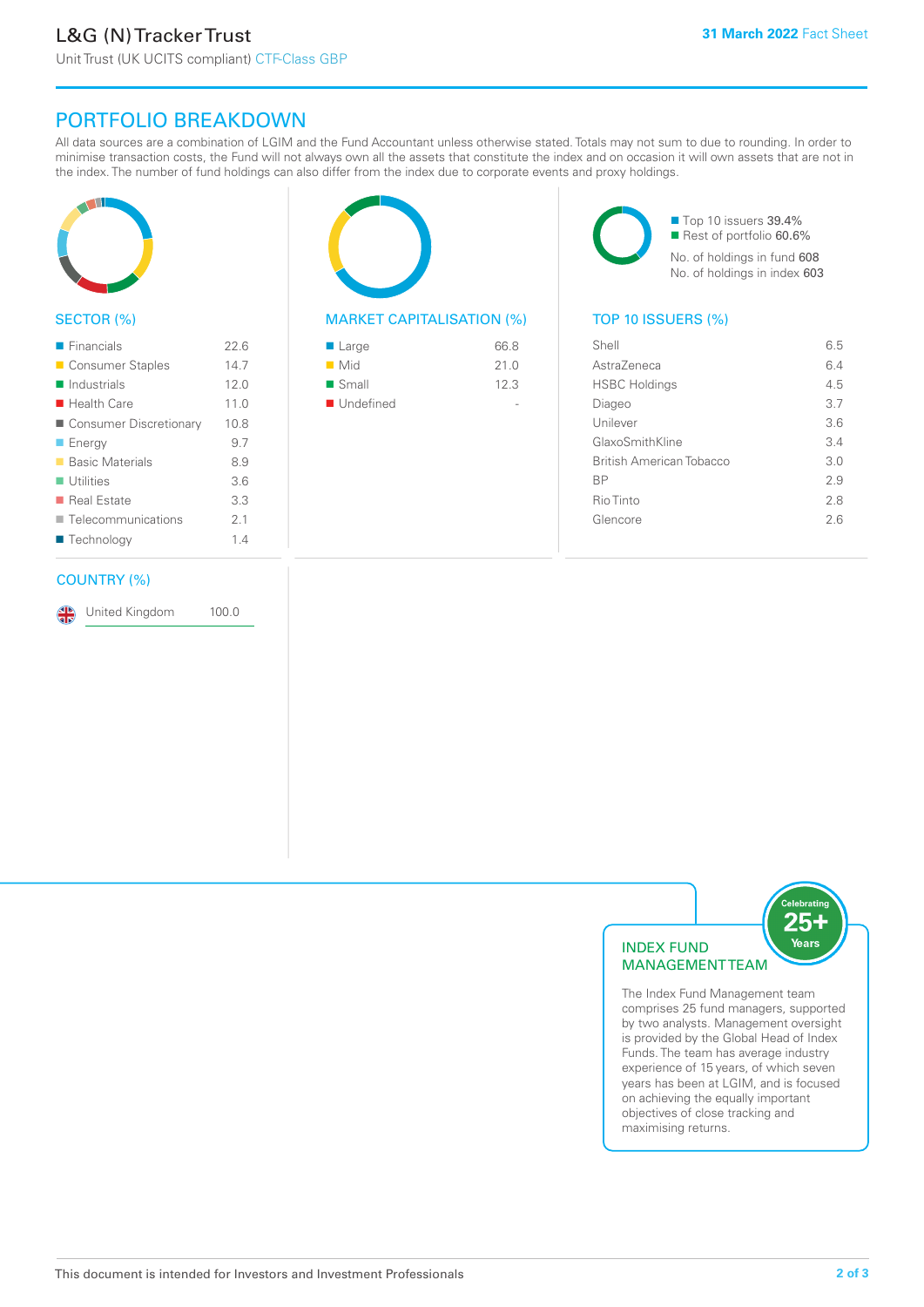L&G (N) Tracker Trust

Unit Trust (UK UCITS compliant) CTF-Class GBP

31 March 2022 Fact Sheet

## PORTFOLIO BREAKDOWN

All data sources are a combination of LGIM and the Fund Accountant unless otherwise stated. Totals may not sum to due to rounding. In order to minimise transaction costs, the Fund will not always own all the assets that constitute the index and on occasion it will own assets that are not in the index. The number of fund holdings can also differ from the index due to corporate events and proxy holdings.

### SECTOR (%)

| Sector | % |
|---|---|
| Financials | 22.6 |
| Consumer Staples | 14.7 |
| Industrials | 12.0 |
| Health Care | 11.0 |
| Consumer Discretionary | 10.8 |
| Energy | 9.7 |
| Basic Materials | 8.9 |
| Utilities | 3.6 |
| Real Estate | 3.3 |
| Telecommunications | 2.1 |
| Technology | 1.4 |

### MARKET CAPITALISATION (%)

| Market Cap | % |
|---|---|
| Large | 66.8 |
| Mid | 21.0 |
| Small | 12.3 |
| Undefined | - |

Top 10 issuers 39.4%
Rest of portfolio 60.6%
No. of holdings in fund 608
No. of holdings in index 603

### TOP 10 ISSUERS (%)

| Issuer | % |
|---|---|
| Shell | 6.5 |
| AstraZeneca | 6.4 |
| HSBC Holdings | 4.5 |
| Diageo | 3.7 |
| Unilever | 3.6 |
| GlaxoSmithKline | 3.4 |
| British American Tobacco | 3.0 |
| BP | 2.9 |
| Rio Tinto | 2.8 |
| Glencore | 2.6 |

### COUNTRY (%)

| Country | % |
|---|---|
| United Kingdom | 100.0 |

### INDEX FUND MANAGEMENT TEAM

Celebrating 25+ Years

The Index Fund Management team comprises 25 fund managers, supported by two analysts. Management oversight is provided by the Global Head of Index Funds. The team has average industry experience of 15 years, of which seven years has been at LGIM, and is focused on achieving the equally important objectives of close tracking and maximising returns.

This document is intended for Investors and Investment Professionals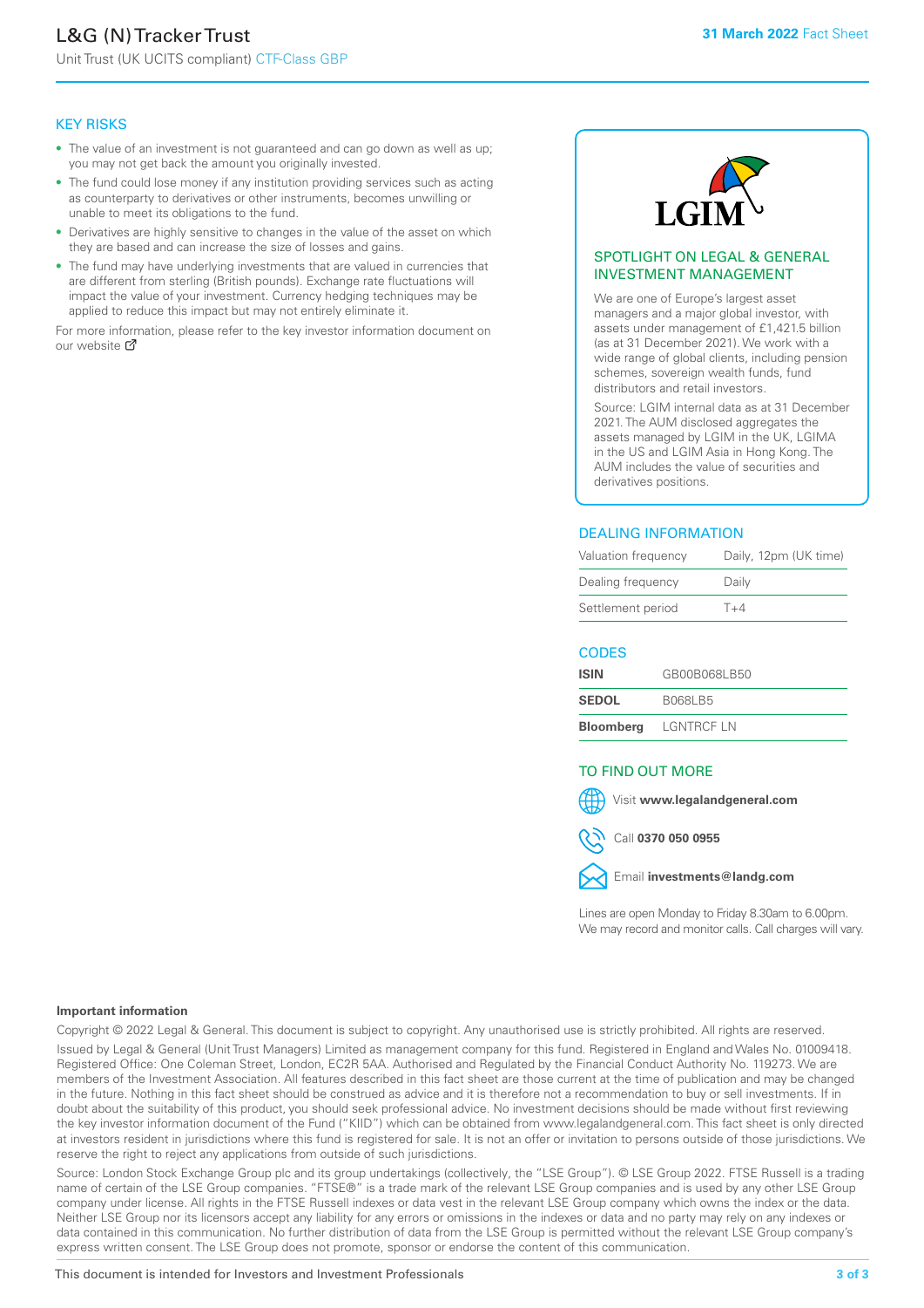# L&G (N) Tracker Trust

Unit Trust (UK UCITS compliant) CTF-Class GBP

31 March 2022 Fact Sheet

## KEY RISKS

- The value of an investment is not guaranteed and can go down as well as up; you may not get back the amount you originally invested.
- The fund could lose money if any institution providing services such as acting as counterparty to derivatives or other instruments, becomes unwilling or unable to meet its obligations to the fund.
- Derivatives are highly sensitive to changes in the value of the asset on which they are based and can increase the size of losses and gains.
- The fund may have underlying investments that are valued in currencies that are different from sterling (British pounds). Exchange rate fluctuations will impact the value of your investment. Currency hedging techniques may be applied to reduce this impact but may not entirely eliminate it.

For more information, please refer to the key investor information document on our website

## SPOTLIGHT ON LEGAL & GENERAL INVESTMENT MANAGEMENT

We are one of Europe's largest asset managers and a major global investor, with assets under management of £1,421.5 billion (as at 31 December 2021). We work with a wide range of global clients, including pension schemes, sovereign wealth funds, fund distributors and retail investors.

Source: LGIM internal data as at 31 December 2021. The AUM disclosed aggregates the assets managed by LGIM in the UK, LGIMA in the US and LGIM Asia in Hong Kong. The AUM includes the value of securities and derivatives positions.

## DEALING INFORMATION

| | |
|---|---|
| Valuation frequency | Daily, 12pm (UK time) |
| Dealing frequency | Daily |
| Settlement period | T+4 |

## CODES

| | |
|---|---|
| **ISIN** | GB00B068LB50 |
| **SEDOL** | B068LB5 |
| **Bloomberg** | LGNTRCF LN |

## TO FIND OUT MORE

Visit **www.legalandgeneral.com**

Call **0370 050 0955**

Email **investments@landg.com**

Lines are open Monday to Friday 8.30am to 6.00pm. We may record and monitor calls. Call charges will vary.

**Important information**

Copyright © 2022 Legal & General. This document is subject to copyright. Any unauthorised use is strictly prohibited. All rights are reserved.

Issued by Legal & General (Unit Trust Managers) Limited as management company for this fund. Registered in England and Wales No. 01009418. Registered Office: One Coleman Street, London, EC2R 5AA. Authorised and Regulated by the Financial Conduct Authority No. 119273. We are members of the Investment Association. All features described in this fact sheet are those current at the time of publication and may be changed in the future. Nothing in this fact sheet should be construed as advice and it is therefore not a recommendation to buy or sell investments. If in doubt about the suitability of this product, you should seek professional advice. No investment decisions should be made without first reviewing the key investor information document of the Fund ("KIID") which can be obtained from www.legalandgeneral.com. This fact sheet is only directed at investors resident in jurisdictions where this fund is registered for sale. It is not an offer or invitation to persons outside of those jurisdictions. We reserve the right to reject any applications from outside of such jurisdictions.

Source: London Stock Exchange Group plc and its group undertakings (collectively, the "LSE Group"). © LSE Group 2022. FTSE Russell is a trading name of certain of the LSE Group companies. "FTSE®" is a trade mark of the relevant LSE Group companies and is used by any other LSE Group company under license. All rights in the FTSE Russell indexes or data vest in the relevant LSE Group company which owns the index or the data. Neither LSE Group nor its licensors accept any liability for any errors or omissions in the indexes or data and no party may rely on any indexes or data contained in this communication. No further distribution of data from the LSE Group is permitted without the relevant LSE Group company's express written consent. The LSE Group does not promote, sponsor or endorse the content of this communication.

This document is intended for Investors and Investment Professionals